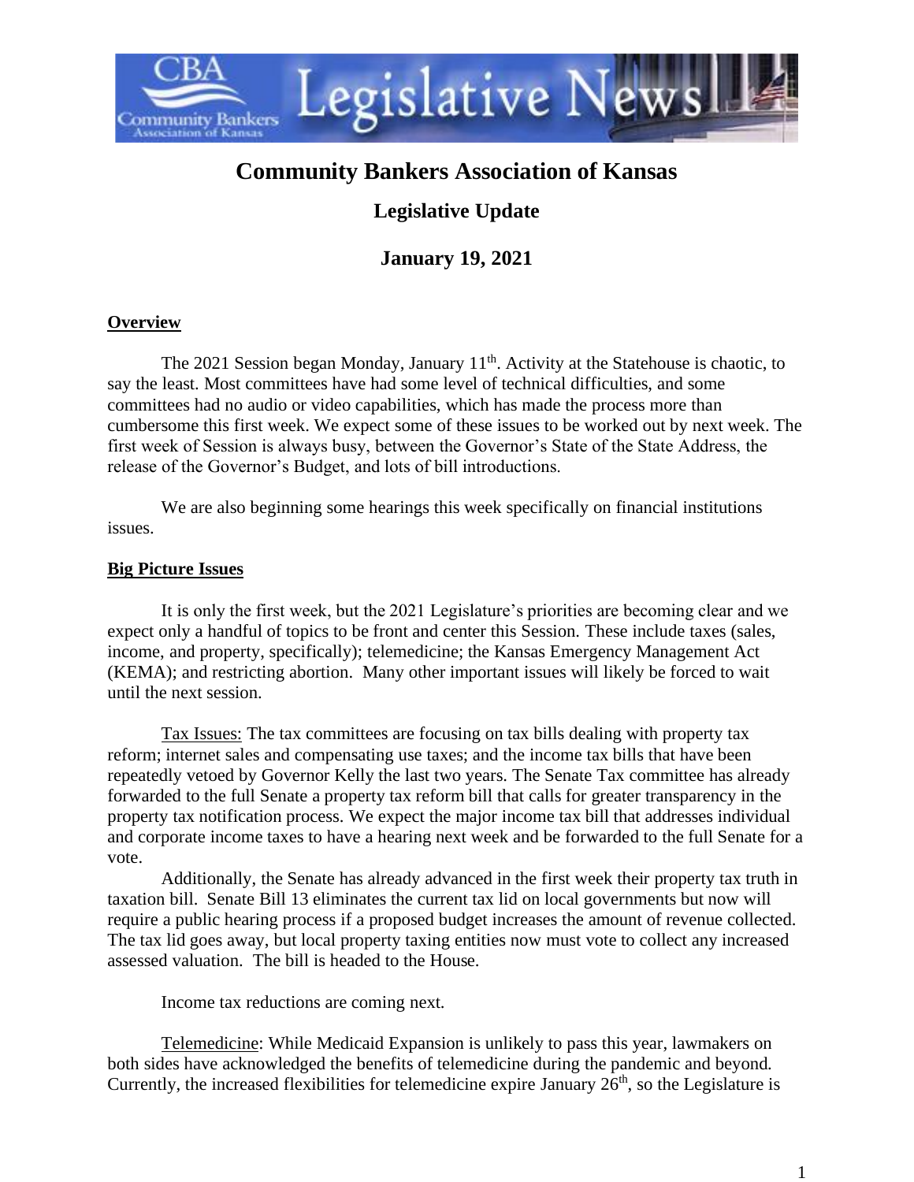# Community Bankers Association of Kansas

## Legislative Update

## January 19, 2021

**Overview**

The 2021 Session began Monday, January 11th. Activity at the Statehouse is chaotic, to say the least. Most committees have had some level of technical difficulties, and some committees had no audio or video capabilities, which has made the process more than cumbersome this first week. We expect some of these issues to be worked out by next week. The first week of Session is always busy, between the Governor's State of the State Address, the release of the Governor's Budget, and lots of bill introductions.

We are also beginning some hearings this week specifically on financial institutions issues.

**Big Picture Issues**

It is only the first week, but the 2021 Legislature's priorities are becoming clear and we expect only a handful of topics to be front and center this Session. These include taxes (sales, income, and property, specifically); telemedicine; the Kansas Emergency Management Act (KEMA); and restricting abortion. Many other important issues will likely be forced to wait until the next session.

Tax Issues: The tax committees are focusing on tax bills dealing with property tax reform; internet sales and compensating use taxes; and the income tax bills that have been repeatedly vetoed by Governor Kelly the last two years. The Senate Tax committee has already forwarded to the full Senate a property tax reform bill that calls for greater transparency in the property tax notification process. We expect the major income tax bill that addresses individual and corporate income taxes to have a hearing next week and be forwarded to the full Senate for a vote.

Additionally, the Senate has already advanced in the first week their property tax truth in taxation bill. Senate Bill 13 eliminates the current tax lid on local governments but now will require a public hearing process if a proposed budget increases the amount of revenue collected. The tax lid goes away, but local property taxing entities now must vote to collect any increased assessed valuation. The bill is headed to the House.

Income tax reductions are coming next.

Telemedicine: While Medicaid Expansion is unlikely to pass this year, lawmakers on both sides have acknowledged the benefits of telemedicine during the pandemic and beyond. Currently, the increased flexibilities for telemedicine expire January 26th, so the Legislature is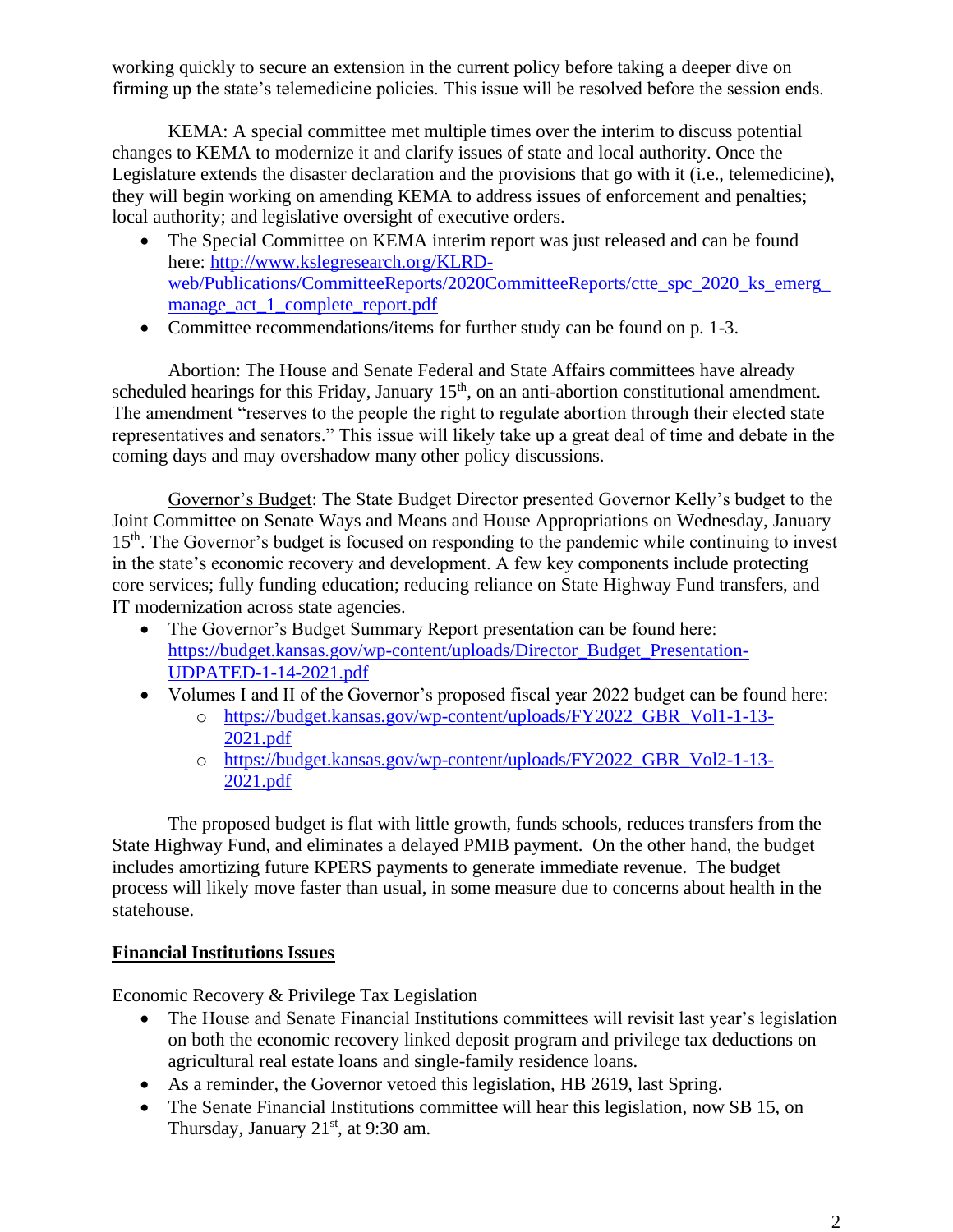working quickly to secure an extension in the current policy before taking a deeper dive on firming up the state's telemedicine policies. This issue will be resolved before the session ends.

KEMA: A special committee met multiple times over the interim to discuss potential changes to KEMA to modernize it and clarify issues of state and local authority. Once the Legislature extends the disaster declaration and the provisions that go with it (i.e., telemedicine), they will begin working on amending KEMA to address issues of enforcement and penalties; local authority; and legislative oversight of executive orders.

- The Special Committee on KEMA interim report was just released and can be found here: http://www.kslegresearch.org/KLRD-web/Publications/CommitteeReports/2020CommitteeReports/ctte_spc_2020_ks_emerg_manage_act_1_complete_report.pdf
- Committee recommendations/items for further study can be found on p. 1-3.

Abortion: The House and Senate Federal and State Affairs committees have already scheduled hearings for this Friday, January 15th, on an anti-abortion constitutional amendment. The amendment "reserves to the people the right to regulate abortion through their elected state representatives and senators." This issue will likely take up a great deal of time and debate in the coming days and may overshadow many other policy discussions.

Governor's Budget: The State Budget Director presented Governor Kelly's budget to the Joint Committee on Senate Ways and Means and House Appropriations on Wednesday, January 15th. The Governor's budget is focused on responding to the pandemic while continuing to invest in the state's economic recovery and development. A few key components include protecting core services; fully funding education; reducing reliance on State Highway Fund transfers, and IT modernization across state agencies.

- The Governor's Budget Summary Report presentation can be found here: https://budget.kansas.gov/wp-content/uploads/Director_Budget_Presentation-UDPATED-1-14-2021.pdf
- Volumes I and II of the Governor's proposed fiscal year 2022 budget can be found here:
  - https://budget.kansas.gov/wp-content/uploads/FY2022_GBR_Vol1-1-13-2021.pdf
  - https://budget.kansas.gov/wp-content/uploads/FY2022_GBR_Vol2-1-13-2021.pdf

The proposed budget is flat with little growth, funds schools, reduces transfers from the State Highway Fund, and eliminates a delayed PMIB payment. On the other hand, the budget includes amortizing future KPERS payments to generate immediate revenue. The budget process will likely move faster than usual, in some measure due to concerns about health in the statehouse.

## Financial Institutions Issues

Economic Recovery & Privilege Tax Legislation

- The House and Senate Financial Institutions committees will revisit last year's legislation on both the economic recovery linked deposit program and privilege tax deductions on agricultural real estate loans and single-family residence loans.
- As a reminder, the Governor vetoed this legislation, HB 2619, last Spring.
- The Senate Financial Institutions committee will hear this legislation, now SB 15, on Thursday, January 21st, at 9:30 am.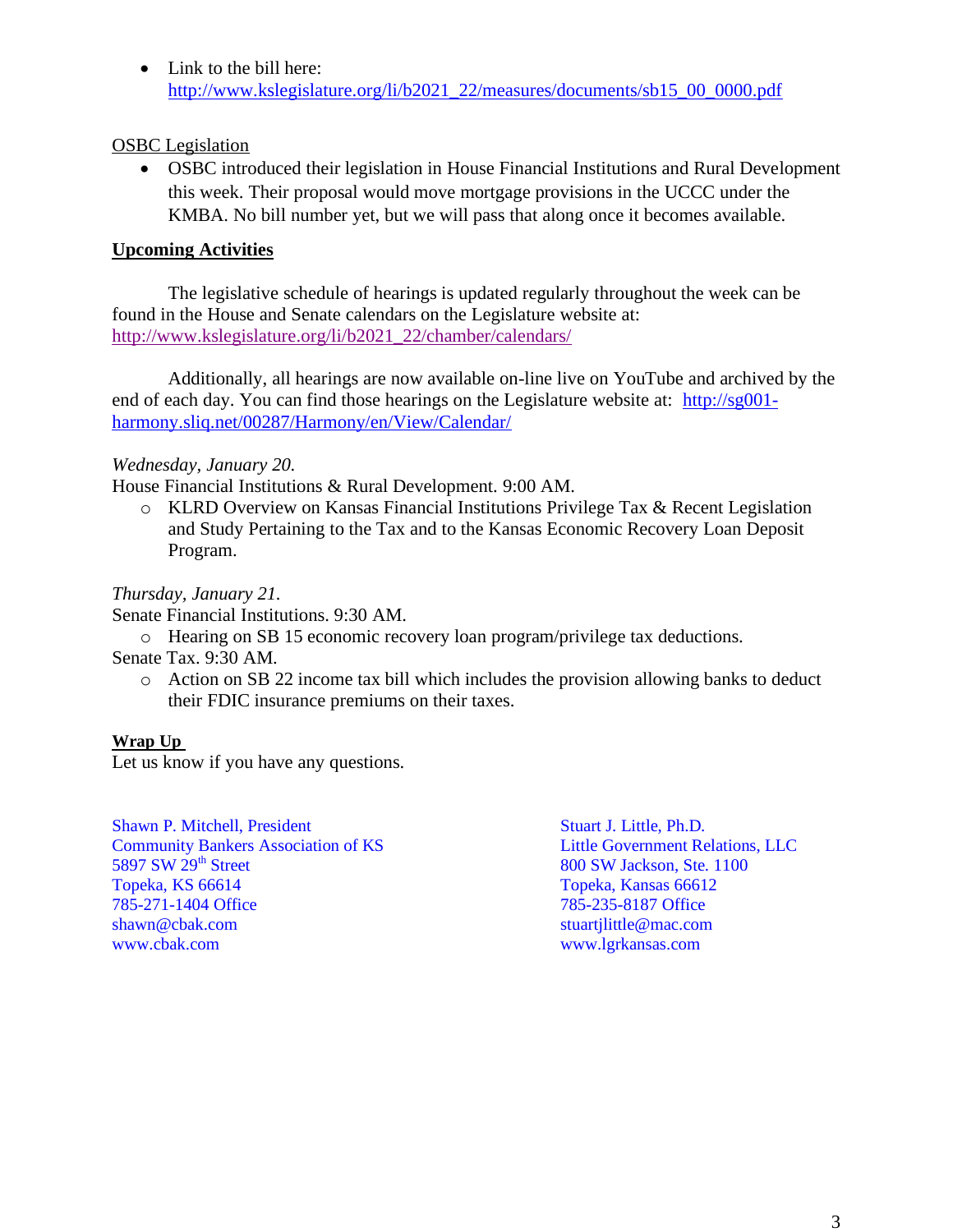- Link to the bill here: http://www.kslegislature.org/li/b2021_22/measures/documents/sb15_00_0000.pdf

OSBC Legislation

- OSBC introduced their legislation in House Financial Institutions and Rural Development this week. Their proposal would move mortgage provisions in the UCCC under the KMBA. No bill number yet, but we will pass that along once it becomes available.

**Upcoming Activities**

The legislative schedule of hearings is updated regularly throughout the week can be found in the House and Senate calendars on the Legislature website at: http://www.kslegislature.org/li/b2021_22/chamber/calendars/

Additionally, all hearings are now available on-line live on YouTube and archived by the end of each day. You can find those hearings on the Legislature website at: http://sg001-harmony.sliq.net/00287/Harmony/en/View/Calendar/

*Wednesday, January 20.*

House Financial Institutions & Rural Development. 9:00 AM.

- KLRD Overview on Kansas Financial Institutions Privilege Tax & Recent Legislation and Study Pertaining to the Tax and to the Kansas Economic Recovery Loan Deposit Program.

*Thursday, January 21.*

Senate Financial Institutions. 9:30 AM.

- Hearing on SB 15 economic recovery loan program/privilege tax deductions.

Senate Tax. 9:30 AM.

- Action on SB 22 income tax bill which includes the provision allowing banks to deduct their FDIC insurance premiums on their taxes.

**Wrap Up**

Let us know if you have any questions.

Shawn P. Mitchell, President
Community Bankers Association of KS
5897 SW 29th Street
Topeka, KS 66614
785-271-1404 Office
shawn@cbak.com
www.cbak.com

Stuart J. Little, Ph.D.
Little Government Relations, LLC
800 SW Jackson, Ste. 1100
Topeka, Kansas 66612
785-235-8187 Office
stuartjlittle@mac.com
www.lgrkansas.com